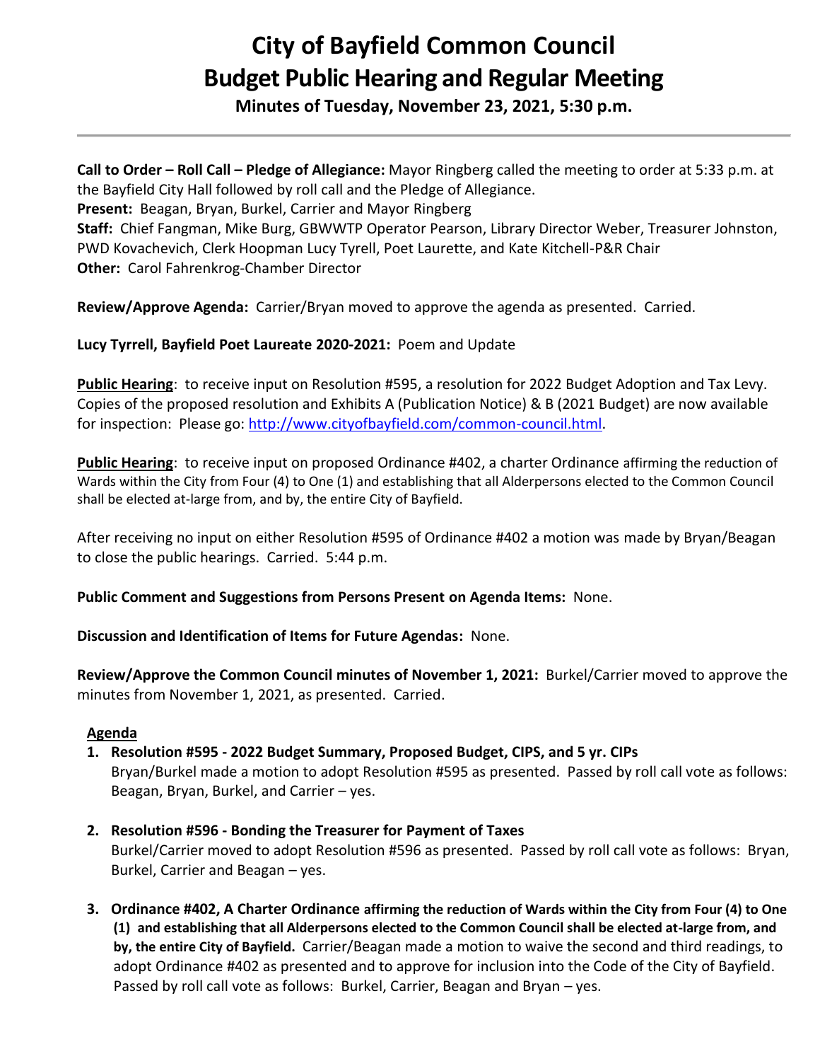# City of Bayfield Common Council
# Budget Public Hearing and Regular Meeting

**Minutes of Tuesday, November 23, 2021, 5:30 p.m.**

---

**Call to Order – Roll Call – Pledge of Allegiance:** Mayor Ringberg called the meeting to order at 5:33 p.m. at the Bayfield City Hall followed by roll call and the Pledge of Allegiance.
**Present:** Beagan, Bryan, Burkel, Carrier and Mayor Ringberg
**Staff:** Chief Fangman, Mike Burg, GBWWTP Operator Pearson, Library Director Weber, Treasurer Johnston, PWD Kovachevich, Clerk Hoopman Lucy Tyrell, Poet Laurette, and Kate Kitchell-P&R Chair
**Other:** Carol Fahrenkrog-Chamber Director

**Review/Approve Agenda:** Carrier/Bryan moved to approve the agenda as presented. Carried.

**Lucy Tyrell, Bayfield Poet Laureate 2020-2021:** Poem and Update

**Public Hearing**: to receive input on Resolution #595, a resolution for 2022 Budget Adoption and Tax Levy. Copies of the proposed resolution and Exhibits A (Publication Notice) & B (2021 Budget) are now available for inspection: Please go: http://www.cityofbayfield.com/common-council.html.

**Public Hearing**: to receive input on proposed Ordinance #402, a charter Ordinance affirming the reduction of Wards within the City from Four (4) to One (1) and establishing that all Alderpersons elected to the Common Council shall be elected at-large from, and by, the entire City of Bayfield.

After receiving no input on either Resolution #595 of Ordinance #402 a motion was made by Bryan/Beagan to close the public hearings. Carried. 5:44 p.m.

**Public Comment and Suggestions from Persons Present on Agenda Items:** None.

**Discussion and Identification of Items for Future Agendas:** None.

**Review/Approve the Common Council minutes of November 1, 2021:** Burkel/Carrier moved to approve the minutes from November 1, 2021, as presented. Carried.

**Agenda**

1. **Resolution #595 - 2022 Budget Summary, Proposed Budget, CIPS, and 5 yr. CIPs**
   Bryan/Burkel made a motion to adopt Resolution #595 as presented. Passed by roll call vote as follows: Beagan, Bryan, Burkel, and Carrier – yes.

2. **Resolution #596 - Bonding the Treasurer for Payment of Taxes**
   Burkel/Carrier moved to adopt Resolution #596 as presented. Passed by roll call vote as follows: Bryan, Burkel, Carrier and Beagan – yes.

3. **Ordinance #402, A Charter Ordinance affirming the reduction of Wards within the City from Four (4) to One (1) and establishing that all Alderpersons elected to the Common Council shall be elected at-large from, and by, the entire City of Bayfield.** Carrier/Beagan made a motion to waive the second and third readings, to adopt Ordinance #402 as presented and to approve for inclusion into the Code of the City of Bayfield. Passed by roll call vote as follows: Burkel, Carrier, Beagan and Bryan – yes.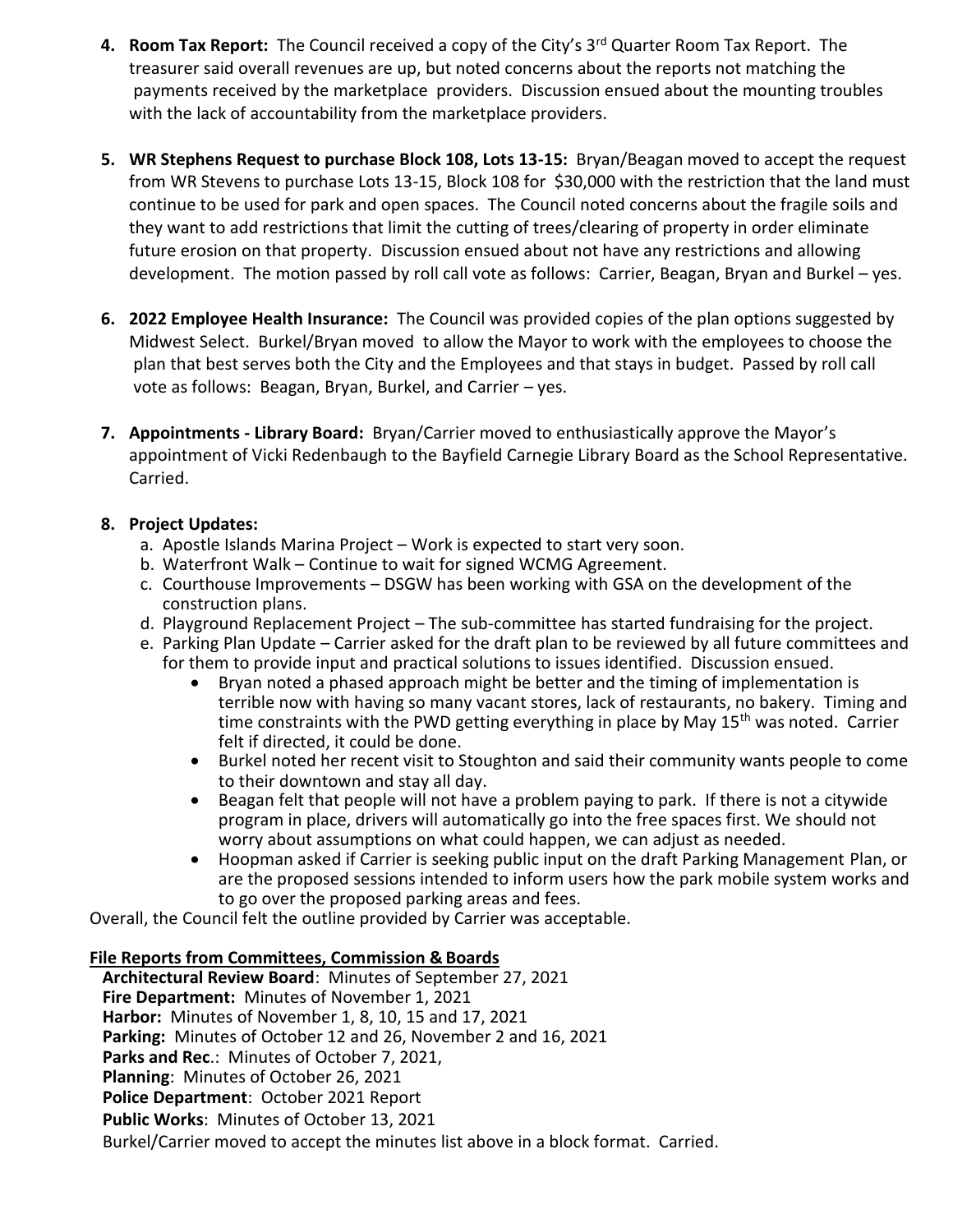4. **Room Tax Report:** The Council received a copy of the City's 3rd Quarter Room Tax Report. The treasurer said overall revenues are up, but noted concerns about the reports not matching the payments received by the marketplace providers. Discussion ensued about the mounting troubles with the lack of accountability from the marketplace providers.

5. **WR Stephens Request to purchase Block 108, Lots 13-15:** Bryan/Beagan moved to accept the request from WR Stevens to purchase Lots 13-15, Block 108 for $30,000 with the restriction that the land must continue to be used for park and open spaces. The Council noted concerns about the fragile soils and they want to add restrictions that limit the cutting of trees/clearing of property in order eliminate future erosion on that property. Discussion ensued about not have any restrictions and allowing development. The motion passed by roll call vote as follows: Carrier, Beagan, Bryan and Burkel – yes.

6. **2022 Employee Health Insurance:** The Council was provided copies of the plan options suggested by Midwest Select. Burkel/Bryan moved to allow the Mayor to work with the employees to choose the plan that best serves both the City and the Employees and that stays in budget. Passed by roll call vote as follows: Beagan, Bryan, Burkel, and Carrier – yes.

7. **Appointments - Library Board:** Bryan/Carrier moved to enthusiastically approve the Mayor's appointment of Vicki Redenbaugh to the Bayfield Carnegie Library Board as the School Representative. Carried.

8. **Project Updates:**
   a. Apostle Islands Marina Project – Work is expected to start very soon.
   b. Waterfront Walk – Continue to wait for signed WCMG Agreement.
   c. Courthouse Improvements – DSGW has been working with GSA on the development of the construction plans.
   d. Playground Replacement Project – The sub-committee has started fundraising for the project.
   e. Parking Plan Update – Carrier asked for the draft plan to be reviewed by all future committees and for them to provide input and practical solutions to issues identified. Discussion ensued.
      - Bryan noted a phased approach might be better and the timing of implementation is terrible now with having so many vacant stores, lack of restaurants, no bakery. Timing and time constraints with the PWD getting everything in place by May 15th was noted. Carrier felt if directed, it could be done.
      - Burkel noted her recent visit to Stoughton and said their community wants people to come to their downtown and stay all day.
      - Beagan felt that people will not have a problem paying to park. If there is not a citywide program in place, drivers will automatically go into the free spaces first. We should not worry about assumptions on what could happen, we can adjust as needed.
      - Hoopman asked if Carrier is seeking public input on the draft Parking Management Plan, or are the proposed sessions intended to inform users how the park mobile system works and to go over the proposed parking areas and fees.

Overall, the Council felt the outline provided by Carrier was acceptable.

**File Reports from Committees, Commission & Boards**

**Architectural Review Board**: Minutes of September 27, 2021
**Fire Department:** Minutes of November 1, 2021
**Harbor:** Minutes of November 1, 8, 10, 15 and 17, 2021
**Parking:** Minutes of October 12 and 26, November 2 and 16, 2021
**Parks and Rec.**: Minutes of October 7, 2021,
**Planning**: Minutes of October 26, 2021
**Police Department**: October 2021 Report
**Public Works**: Minutes of October 13, 2021
Burkel/Carrier moved to accept the minutes list above in a block format. Carried.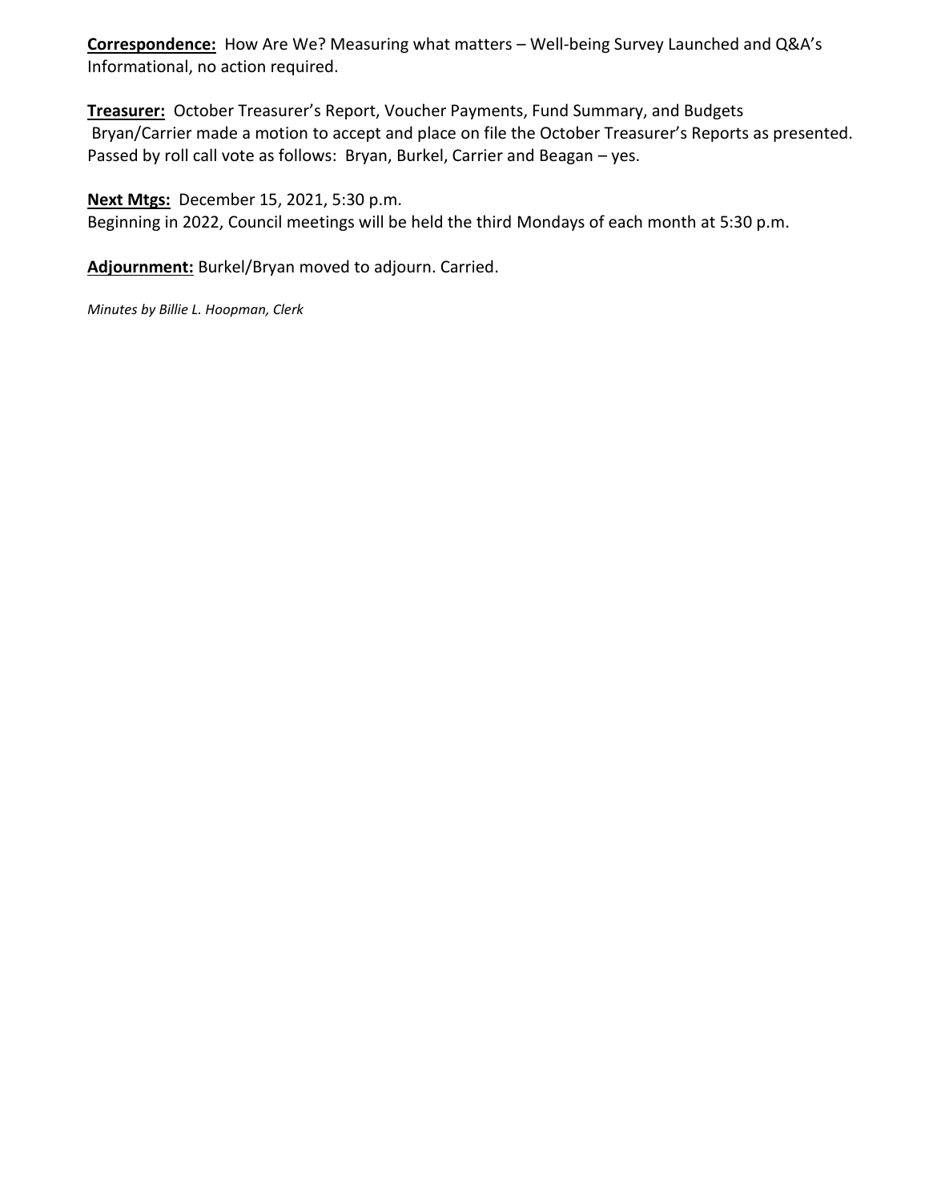**Correspondence:** How Are We? Measuring what matters – Well-being Survey Launched and Q&A's Informational, no action required.

**Treasurer:** October Treasurer's Report, Voucher Payments, Fund Summary, and Budgets
Bryan/Carrier made a motion to accept and place on file the October Treasurer's Reports as presented. Passed by roll call vote as follows: Bryan, Burkel, Carrier and Beagan – yes.

**Next Mtgs:** December 15, 2021, 5:30 p.m.
Beginning in 2022, Council meetings will be held the third Mondays of each month at 5:30 p.m.

**Adjournment:** Burkel/Bryan moved to adjourn. Carried.

*Minutes by Billie L. Hoopman, Clerk*